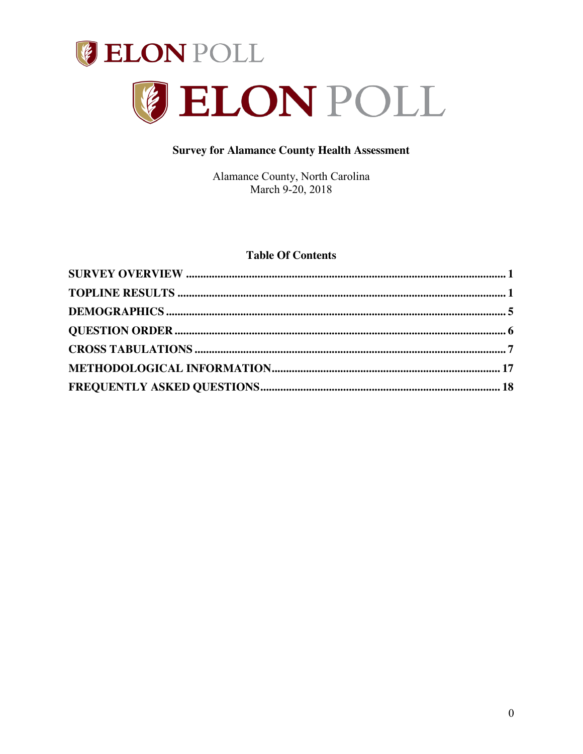# ELON POLL

# ELON POLL

**Survey for Alamance County Health Assessment**

Alamance County, North Carolina
March 9-20, 2018

**Table Of Contents**

| | |
|---|---|
| **SURVEY OVERVIEW** | **1** |
| **TOPLINE RESULTS** | **1** |
| **DEMOGRAPHICS** | **5** |
| **QUESTION ORDER** | **6** |
| **CROSS TABULATIONS** | **7** |
| **METHODOLOGICAL INFORMATION** | **17** |
| **FREQUENTLY ASKED QUESTIONS** | **18** |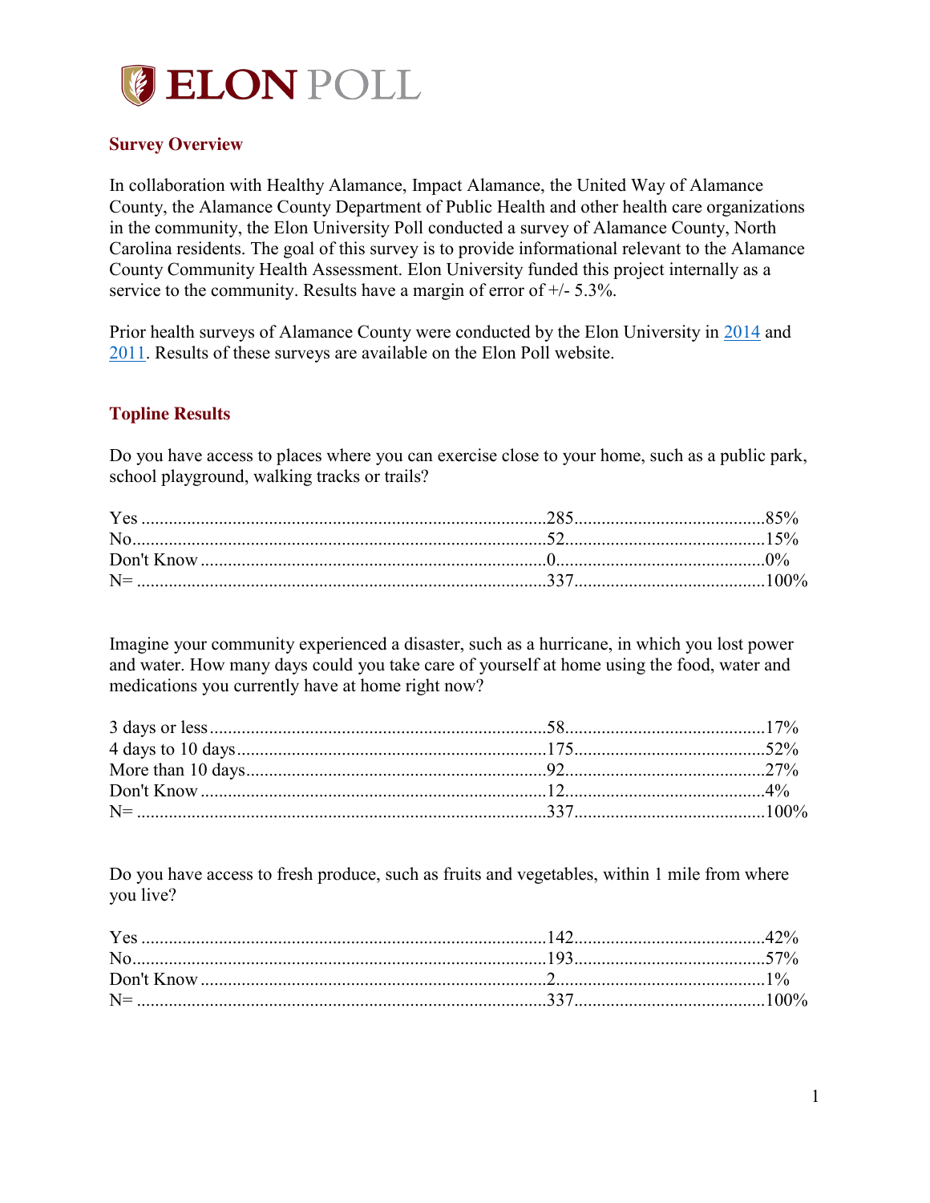# ELON POLL

## Survey Overview

In collaboration with Healthy Alamance, Impact Alamance, the United Way of Alamance County, the Alamance County Department of Public Health and other health care organizations in the community, the Elon University Poll conducted a survey of Alamance County, North Carolina residents. The goal of this survey is to provide informational relevant to the Alamance County Community Health Assessment. Elon University funded this project internally as a service to the community. Results have a margin of error of +/- 5.3%.

Prior health surveys of Alamance County were conducted by the Elon University in 2014 and 2011. Results of these surveys are available on the Elon Poll website.

## Topline Results

Do you have access to places where you can exercise close to your home, such as a public park, school playground, walking tracks or trails?

| Response | Count | Percent |
|---|---|---|
| Yes | 285 | 85% |
| No | 52 | 15% |
| Don't Know | 0 | 0% |
| N= | 337 | 100% |

Imagine your community experienced a disaster, such as a hurricane, in which you lost power and water. How many days could you take care of yourself at home using the food, water and medications you currently have at home right now?

| Response | Count | Percent |
|---|---|---|
| 3 days or less | 58 | 17% |
| 4 days to 10 days | 175 | 52% |
| More than 10 days | 92 | 27% |
| Don't Know | 12 | 4% |
| N= | 337 | 100% |

Do you have access to fresh produce, such as fruits and vegetables, within 1 mile from where you live?

| Response | Count | Percent |
|---|---|---|
| Yes | 142 | 42% |
| No | 193 | 57% |
| Don't Know | 2 | 1% |
| N= | 337 | 100% |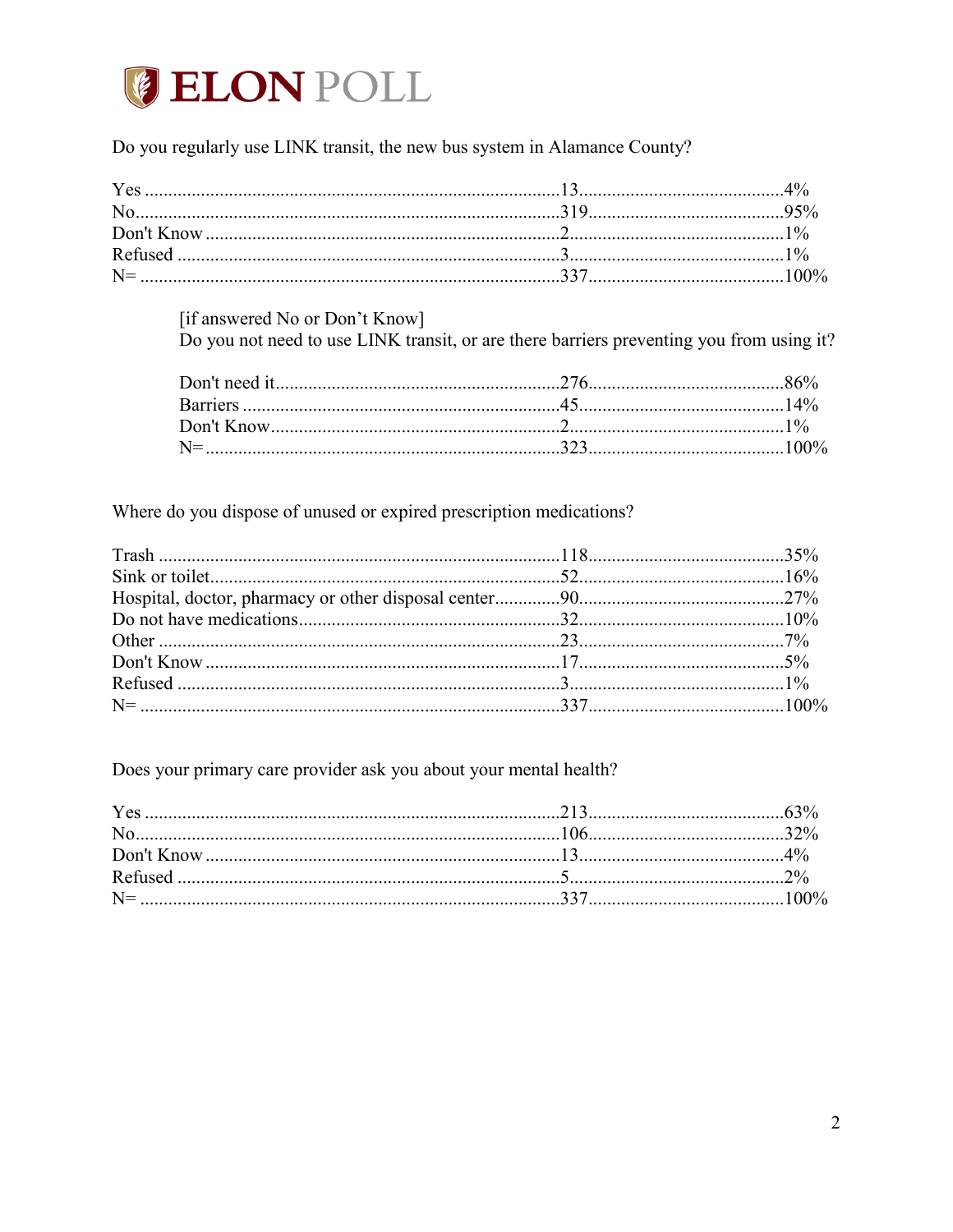Do you regularly use LINK transit, the new bus system in Alamance County?

| Response | Count | Percent |
| --- | --- | --- |
| Yes | 13 | 4% |
| No | 319 | 95% |
| Don't Know | 2 | 1% |
| Refused | 3 | 1% |
| N= | 337 | 100% |

[if answered No or Don't Know]
Do you not need to use LINK transit, or are there barriers preventing you from using it?

| Response | Count | Percent |
| --- | --- | --- |
| Don't need it | 276 | 86% |
| Barriers | 45 | 14% |
| Don't Know | 2 | 1% |
| N= | 323 | 100% |

Where do you dispose of unused or expired prescription medications?

| Response | Count | Percent |
| --- | --- | --- |
| Trash | 118 | 35% |
| Sink or toilet | 52 | 16% |
| Hospital, doctor, pharmacy or other disposal center | 90 | 27% |
| Do not have medications | 32 | 10% |
| Other | 23 | 7% |
| Don't Know | 17 | 5% |
| Refused | 3 | 1% |
| N= | 337 | 100% |

Does your primary care provider ask you about your mental health?

| Response | Count | Percent |
| --- | --- | --- |
| Yes | 213 | 63% |
| No | 106 | 32% |
| Don't Know | 13 | 4% |
| Refused | 5 | 2% |
| N= | 337 | 100% |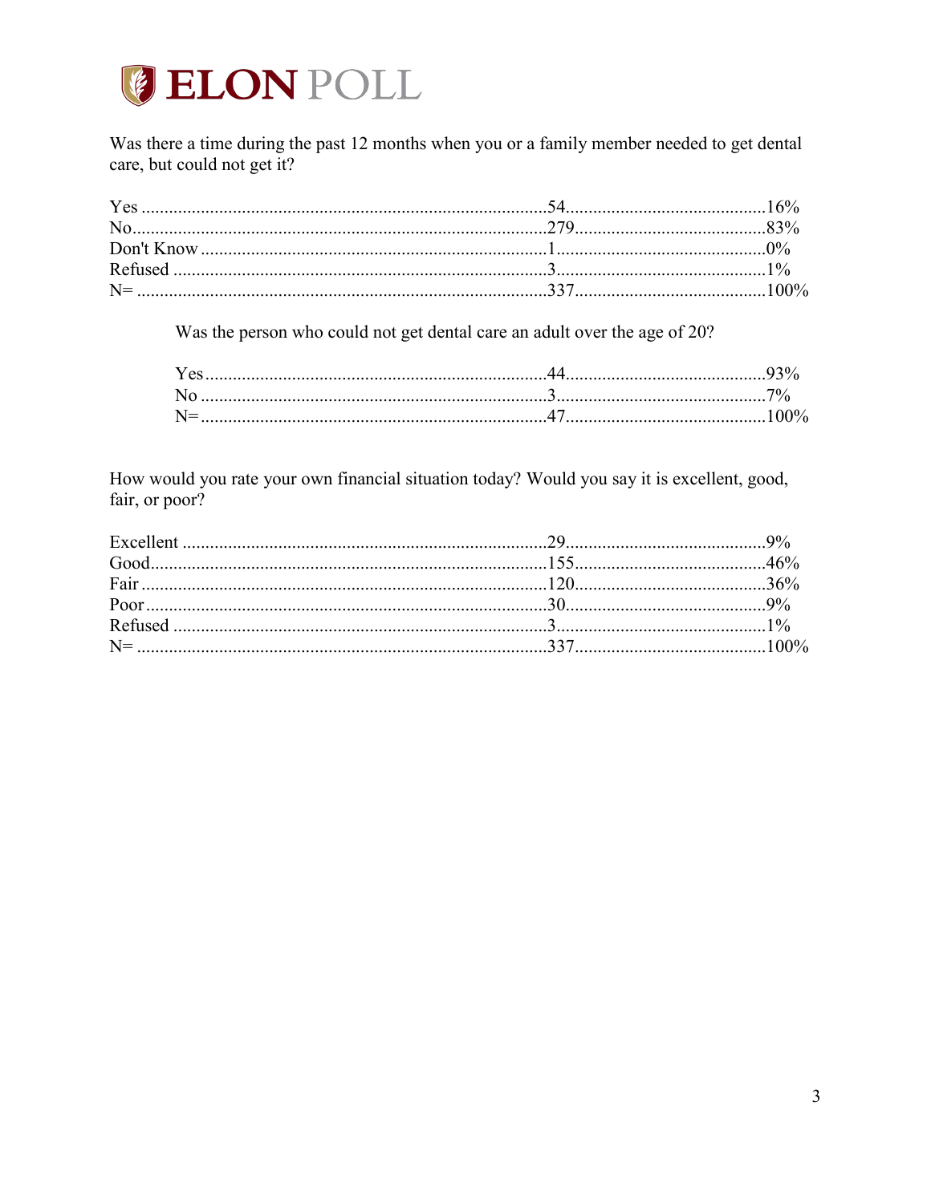Was there a time during the past 12 months when you or a family member needed to get dental care, but could not get it?

| | | |
|---|---|---|
| Yes | 54 | 16% |
| No | 279 | 83% |
| Don't Know | 1 | 0% |
| Refused | 3 | 1% |
| N= | 337 | 100% |

Was the person who could not get dental care an adult over the age of 20?

| | | |
|---|---|---|
| Yes | 44 | 93% |
| No | 3 | 7% |
| N= | 47 | 100% |

How would you rate your own financial situation today? Would you say it is excellent, good, fair, or poor?

| | | |
|---|---|---|
| Excellent | 29 | 9% |
| Good | 155 | 46% |
| Fair | 120 | 36% |
| Poor | 30 | 9% |
| Refused | 3 | 1% |
| N= | 337 | 100% |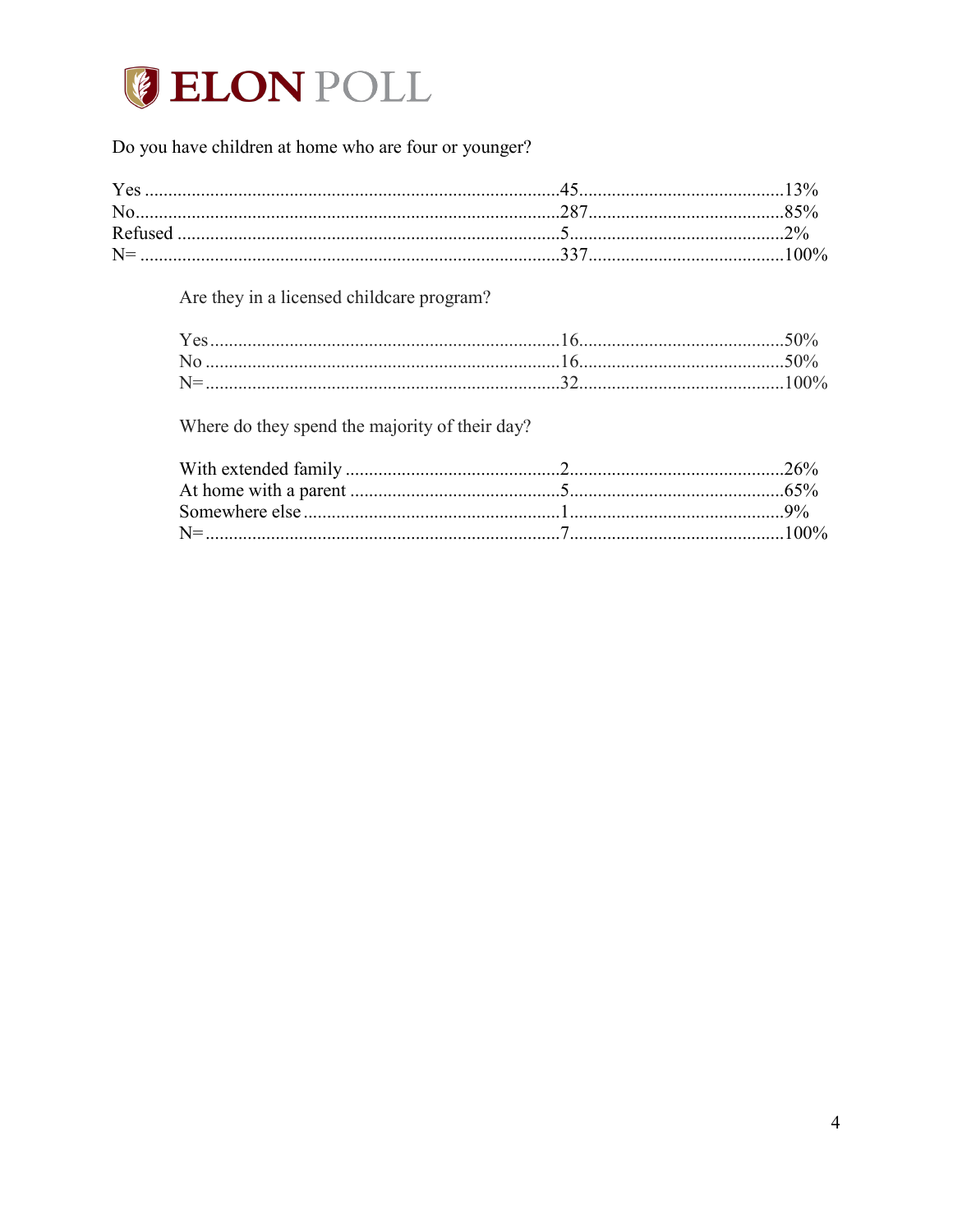Do you have children at home who are four or younger?

| | | |
|---|---|---|
| Yes | 45 | 13% |
| No | 287 | 85% |
| Refused | 5 | 2% |
| N= | 337 | 100% |

Are they in a licensed childcare program?

| | | |
|---|---|---|
| Yes | 16 | 50% |
| No | 16 | 50% |
| N= | 32 | 100% |

Where do they spend the majority of their day?

| | | |
|---|---|---|
| With extended family | 2 | 26% |
| At home with a parent | 5 | 65% |
| Somewhere else | 1 | 9% |
| N= | 7 | 100% |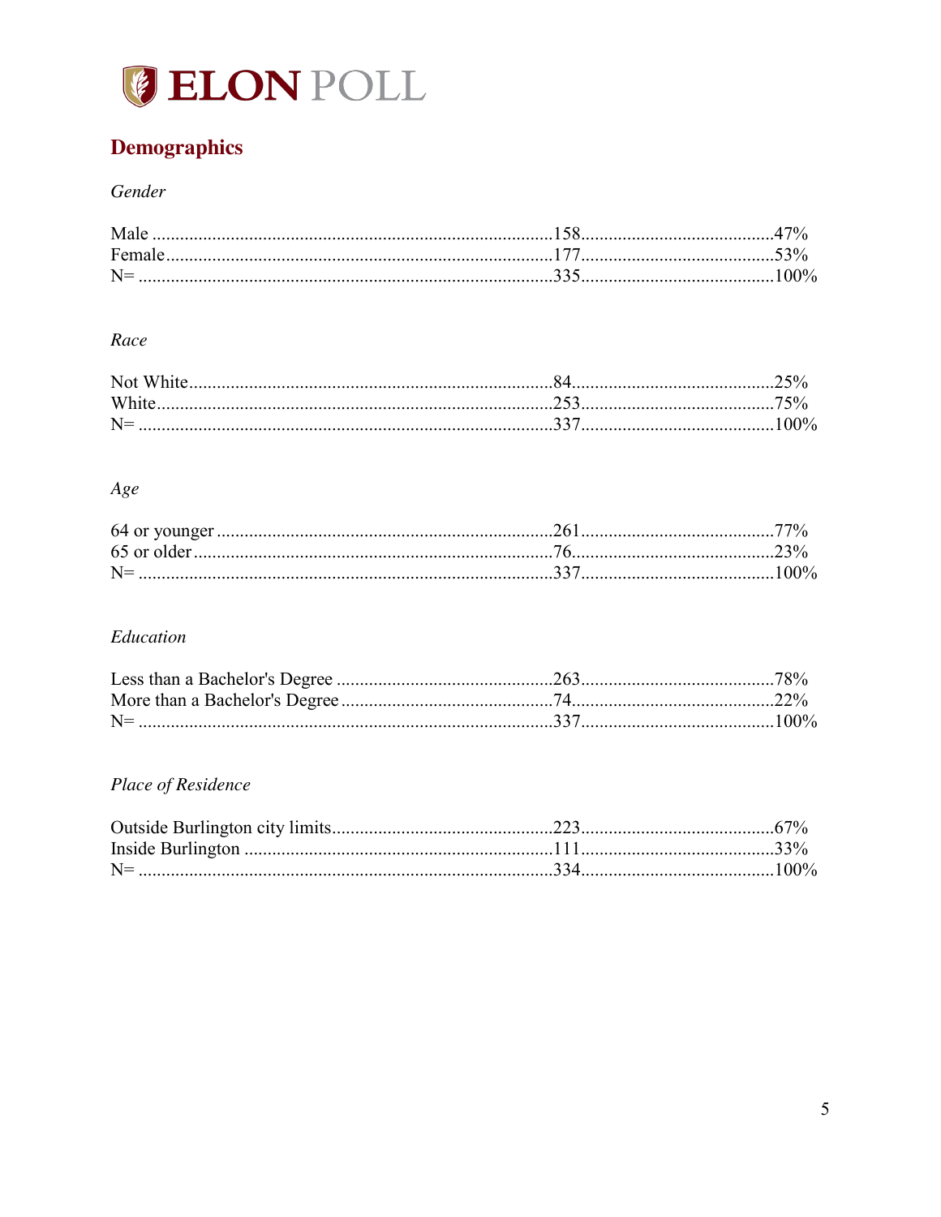## Demographics

*Gender*

| | | |
|---|---|---|
| Male | 158 | 47% |
| Female | 177 | 53% |
| N= | 335 | 100% |

*Race*

| | | |
|---|---|---|
| Not White | 84 | 25% |
| White | 253 | 75% |
| N= | 337 | 100% |

*Age*

| | | |
|---|---|---|
| 64 or younger | 261 | 77% |
| 65 or older | 76 | 23% |
| N= | 337 | 100% |

*Education*

| | | |
|---|---|---|
| Less than a Bachelor's Degree | 263 | 78% |
| More than a Bachelor's Degree | 74 | 22% |
| N= | 337 | 100% |

*Place of Residence*

| | | |
|---|---|---|
| Outside Burlington city limits | 223 | 67% |
| Inside Burlington | 111 | 33% |
| N= | 334 | 100% |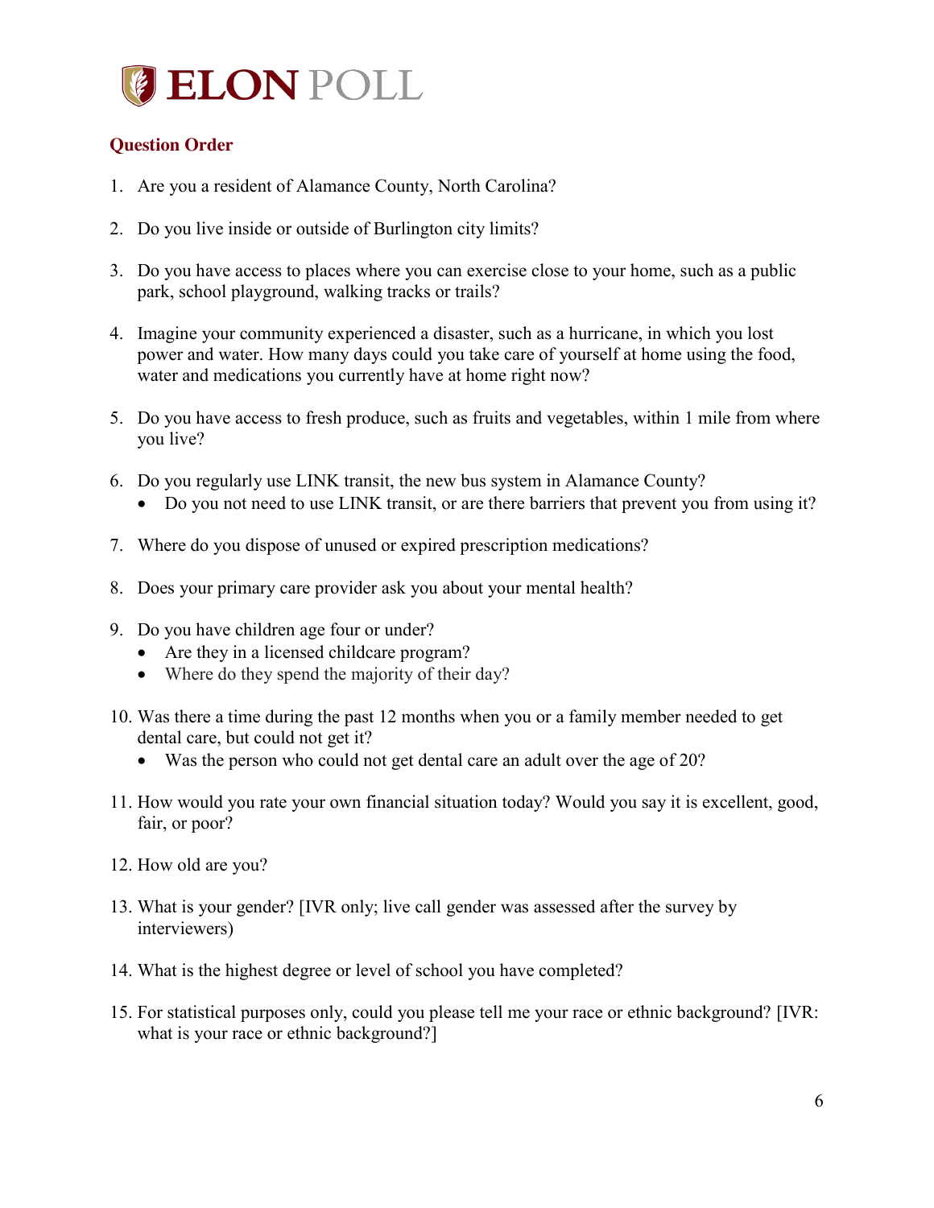## Question Order

1. Are you a resident of Alamance County, North Carolina?

2. Do you live inside or outside of Burlington city limits?

3. Do you have access to places where you can exercise close to your home, such as a public park, school playground, walking tracks or trails?

4. Imagine your community experienced a disaster, such as a hurricane, in which you lost power and water. How many days could you take care of yourself at home using the food, water and medications you currently have at home right now?

5. Do you have access to fresh produce, such as fruits and vegetables, within 1 mile from where you live?

6. Do you regularly use LINK transit, the new bus system in Alamance County?
   - Do you not need to use LINK transit, or are there barriers that prevent you from using it?

7. Where do you dispose of unused or expired prescription medications?

8. Does your primary care provider ask you about your mental health?

9. Do you have children age four or under?
   - Are they in a licensed childcare program?
   - Where do they spend the majority of their day?

10. Was there a time during the past 12 months when you or a family member needed to get dental care, but could not get it?
    - Was the person who could not get dental care an adult over the age of 20?

11. How would you rate your own financial situation today? Would you say it is excellent, good, fair, or poor?

12. How old are you?

13. What is your gender? [IVR only; live call gender was assessed after the survey by interviewers)

14. What is the highest degree or level of school you have completed?

15. For statistical purposes only, could you please tell me your race or ethnic background? [IVR: what is your race or ethnic background?]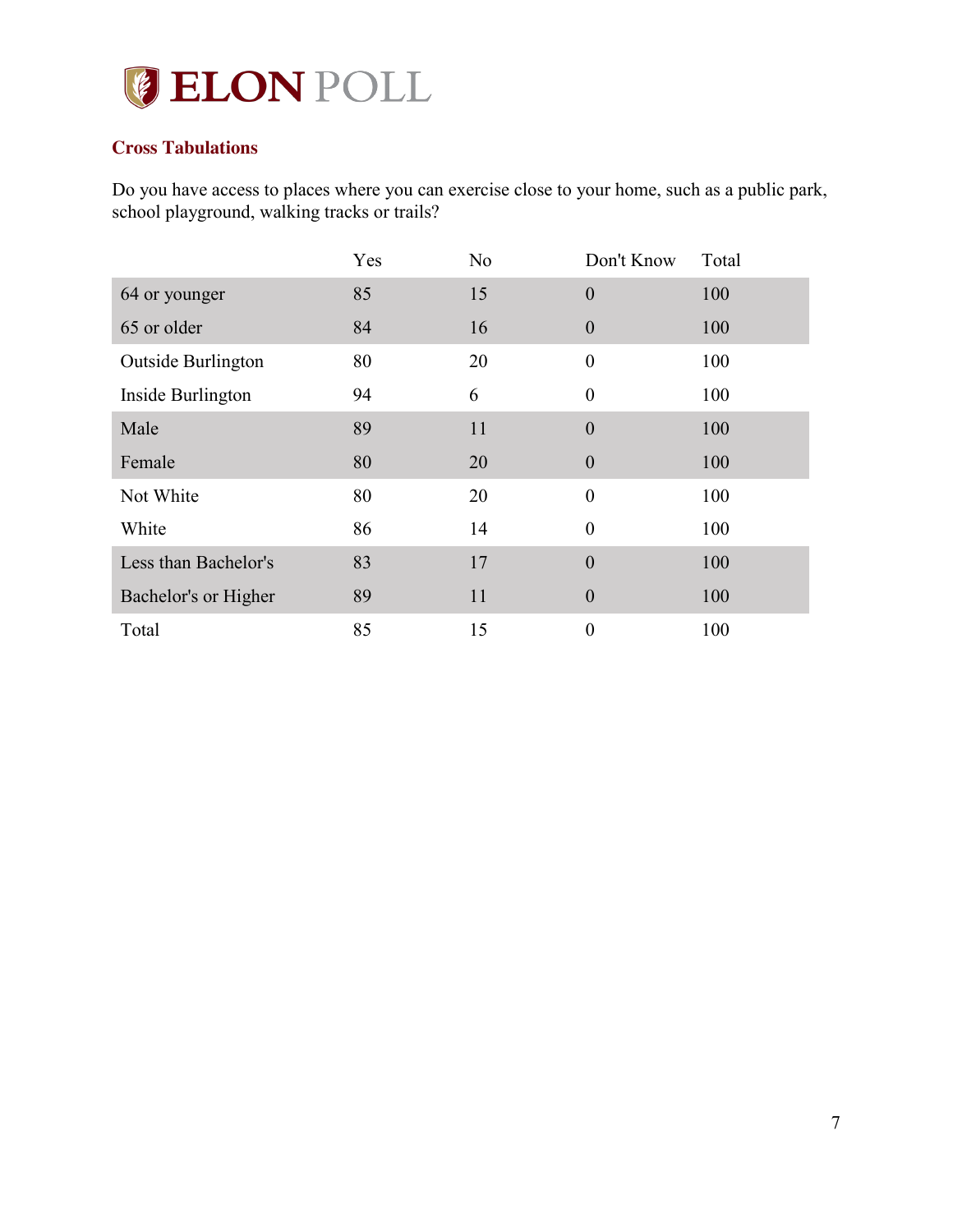## Cross Tabulations

Do you have access to places where you can exercise close to your home, such as a public park, school playground, walking tracks or trails?

| | Yes | No | Don't Know | Total |
|---|---|---|---|---|
| 64 or younger | 85 | 15 | 0 | 100 |
| 65 or older | 84 | 16 | 0 | 100 |
| Outside Burlington | 80 | 20 | 0 | 100 |
| Inside Burlington | 94 | 6 | 0 | 100 |
| Male | 89 | 11 | 0 | 100 |
| Female | 80 | 20 | 0 | 100 |
| Not White | 80 | 20 | 0 | 100 |
| White | 86 | 14 | 0 | 100 |
| Less than Bachelor's | 83 | 17 | 0 | 100 |
| Bachelor's or Higher | 89 | 11 | 0 | 100 |
| Total | 85 | 15 | 0 | 100 |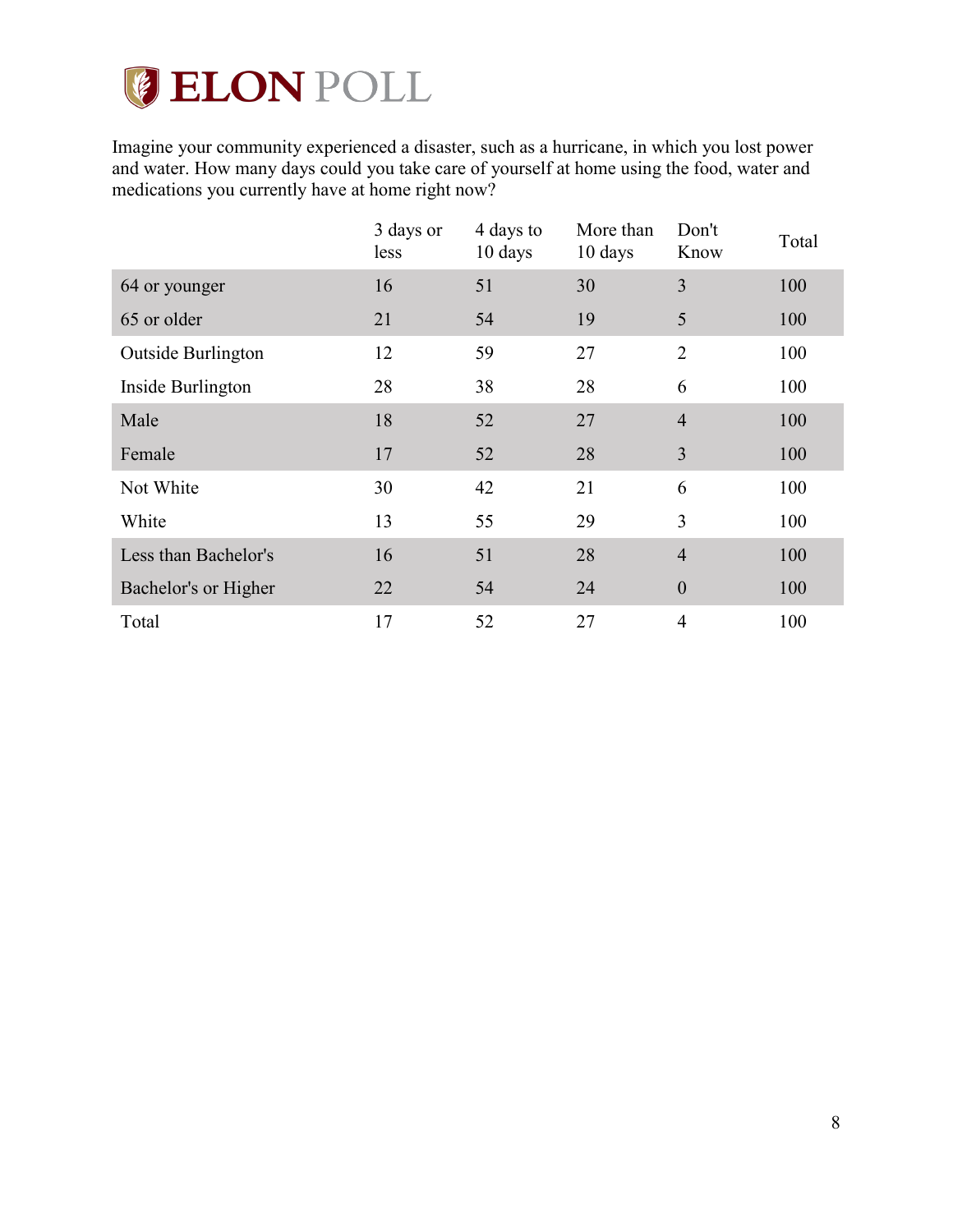Imagine your community experienced a disaster, such as a hurricane, in which you lost power and water. How many days could you take care of yourself at home using the food, water and medications you currently have at home right now?

| | 3 days or less | 4 days to 10 days | More than 10 days | Don't Know | Total |
|---|---|---|---|---|---|
| 64 or younger | 16 | 51 | 30 | 3 | 100 |
| 65 or older | 21 | 54 | 19 | 5 | 100 |
| Outside Burlington | 12 | 59 | 27 | 2 | 100 |
| Inside Burlington | 28 | 38 | 28 | 6 | 100 |
| Male | 18 | 52 | 27 | 4 | 100 |
| Female | 17 | 52 | 28 | 3 | 100 |
| Not White | 30 | 42 | 21 | 6 | 100 |
| White | 13 | 55 | 29 | 3 | 100 |
| Less than Bachelor's | 16 | 51 | 28 | 4 | 100 |
| Bachelor's or Higher | 22 | 54 | 24 | 0 | 100 |
| Total | 17 | 52 | 27 | 4 | 100 |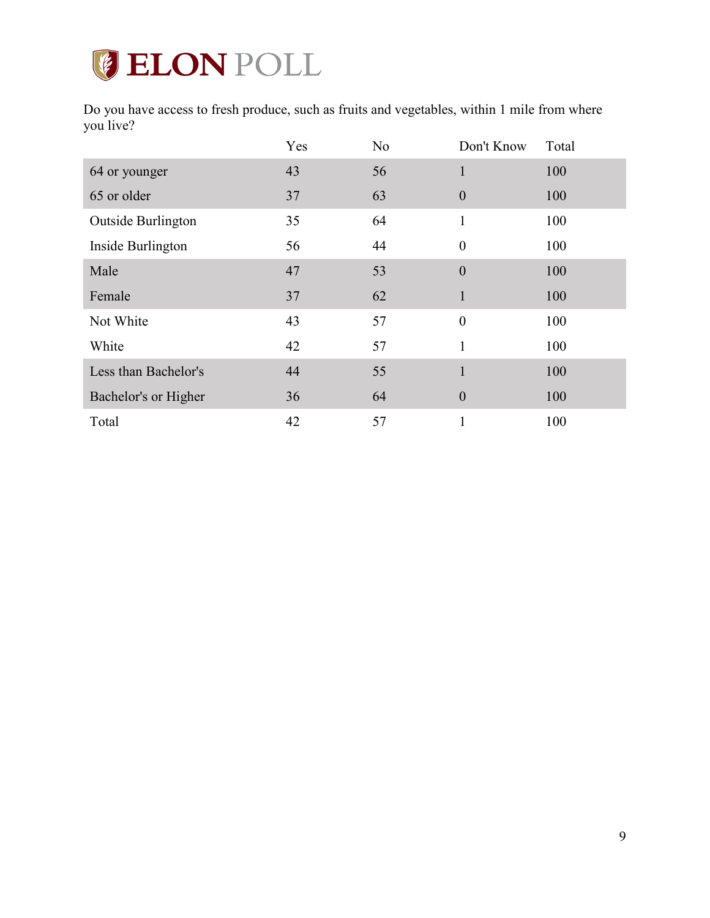Do you have access to fresh produce, such as fruits and vegetables, within 1 mile from where you live?

| | Yes | No | Don't Know | Total |
|---|---|---|---|---|
| 64 or younger | 43 | 56 | 1 | 100 |
| 65 or older | 37 | 63 | 0 | 100 |
| Outside Burlington | 35 | 64 | 1 | 100 |
| Inside Burlington | 56 | 44 | 0 | 100 |
| Male | 47 | 53 | 0 | 100 |
| Female | 37 | 62 | 1 | 100 |
| Not White | 43 | 57 | 0 | 100 |
| White | 42 | 57 | 1 | 100 |
| Less than Bachelor's | 44 | 55 | 1 | 100 |
| Bachelor's or Higher | 36 | 64 | 0 | 100 |
| Total | 42 | 57 | 1 | 100 |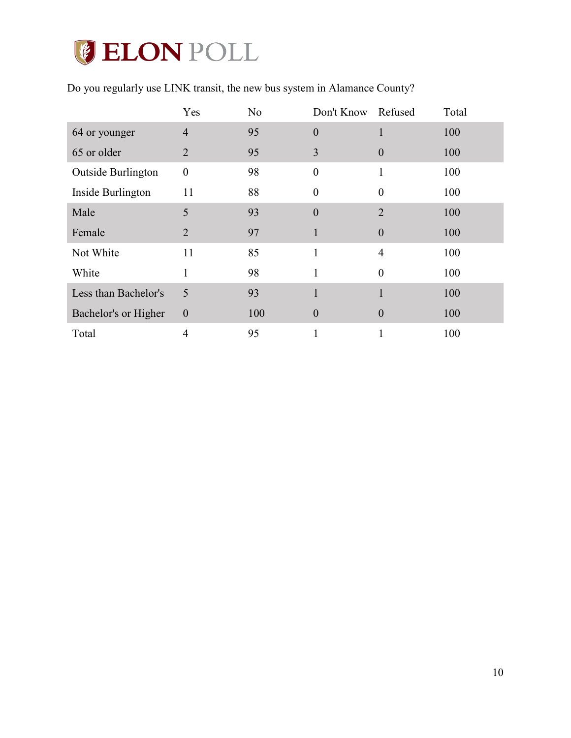Do you regularly use LINK transit, the new bus system in Alamance County?

| | Yes | No | Don't Know | Refused | Total |
|---|---|---|---|---|---|
| 64 or younger | 4 | 95 | 0 | 1 | 100 |
| 65 or older | 2 | 95 | 3 | 0 | 100 |
| Outside Burlington | 0 | 98 | 0 | 1 | 100 |
| Inside Burlington | 11 | 88 | 0 | 0 | 100 |
| Male | 5 | 93 | 0 | 2 | 100 |
| Female | 2 | 97 | 1 | 0 | 100 |
| Not White | 11 | 85 | 1 | 4 | 100 |
| White | 1 | 98 | 1 | 0 | 100 |
| Less than Bachelor's | 5 | 93 | 1 | 1 | 100 |
| Bachelor's or Higher | 0 | 100 | 0 | 0 | 100 |
| Total | 4 | 95 | 1 | 1 | 100 |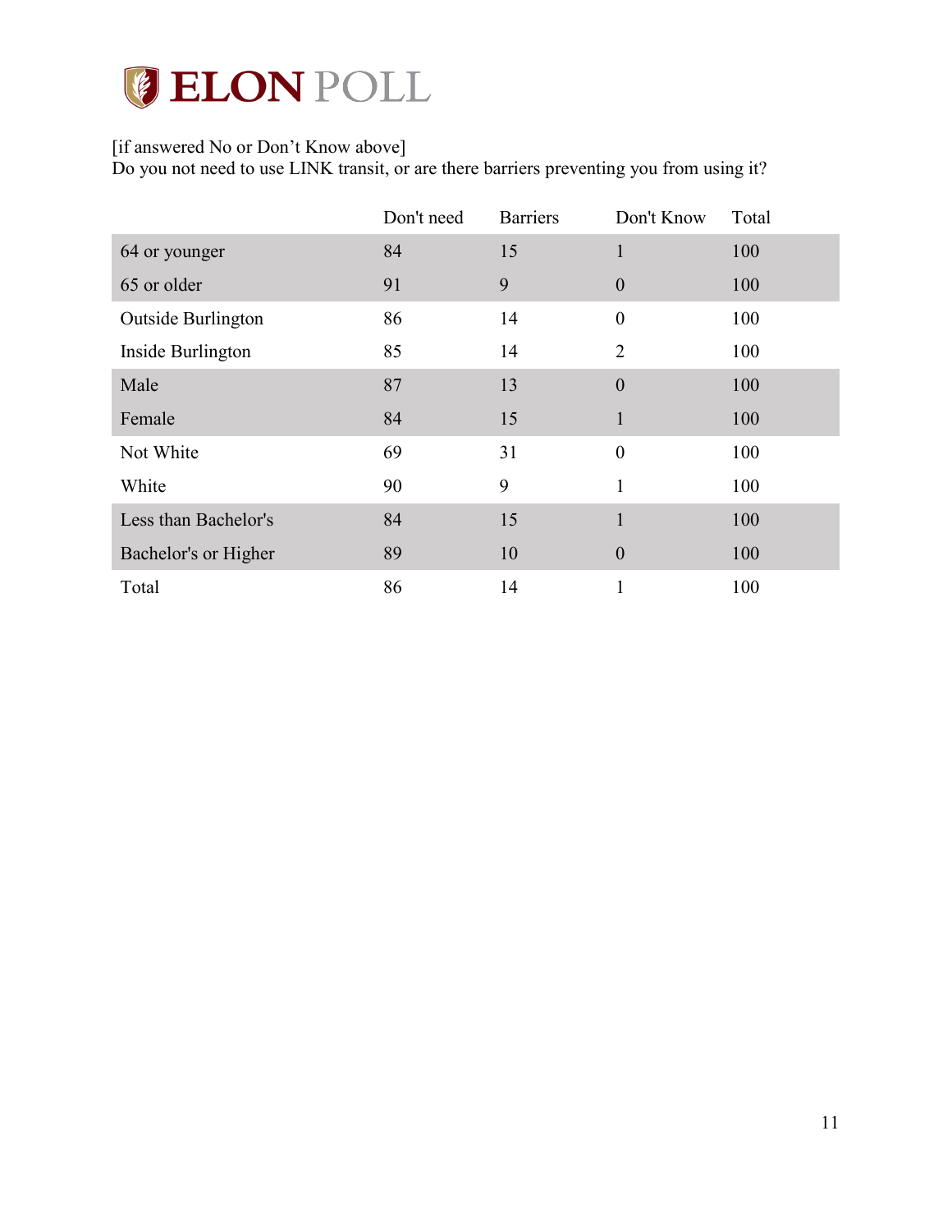[if answered No or Don’t Know above]
Do you not need to use LINK transit, or are there barriers preventing you from using it?

| | Don't need | Barriers | Don't Know | Total |
|---|---|---|---|---|
| 64 or younger | 84 | 15 | 1 | 100 |
| 65 or older | 91 | 9 | 0 | 100 |
| Outside Burlington | 86 | 14 | 0 | 100 |
| Inside Burlington | 85 | 14 | 2 | 100 |
| Male | 87 | 13 | 0 | 100 |
| Female | 84 | 15 | 1 | 100 |
| Not White | 69 | 31 | 0 | 100 |
| White | 90 | 9 | 1 | 100 |
| Less than Bachelor's | 84 | 15 | 1 | 100 |
| Bachelor's or Higher | 89 | 10 | 0 | 100 |
| Total | 86 | 14 | 1 | 100 |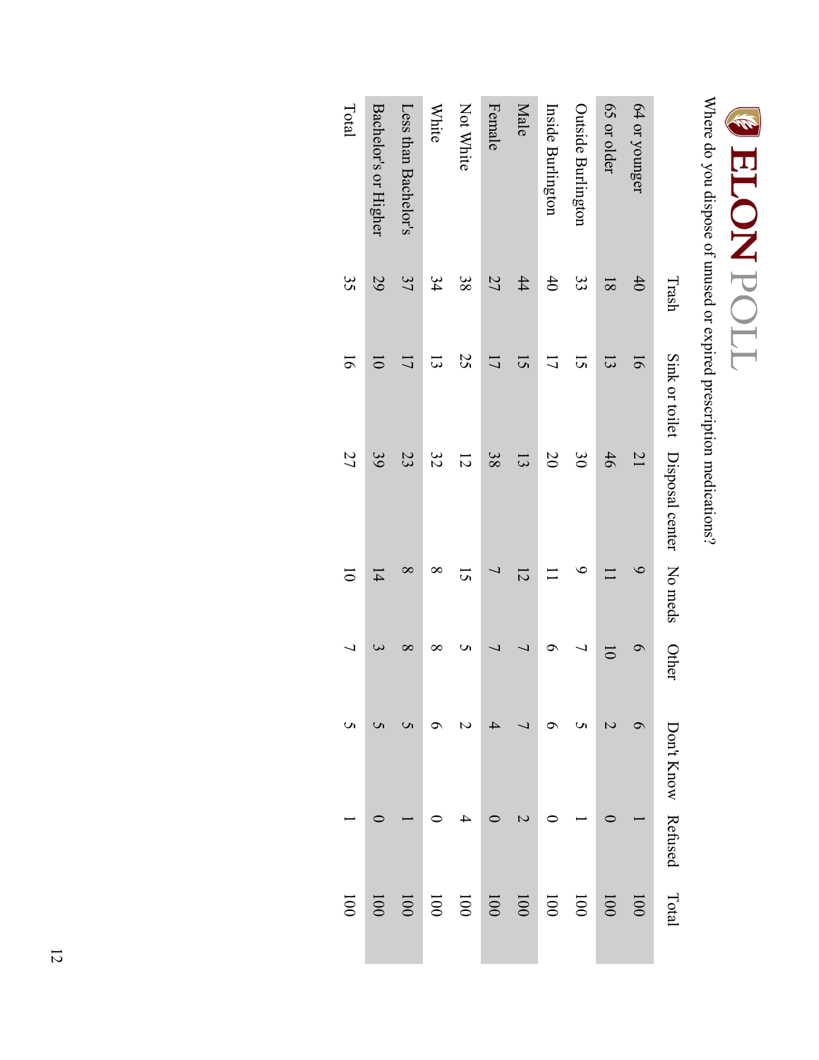# ELON POLL

Where do you dispose of unused or expired prescription medications?

| | Trash | Sink or toilet | Disposal center | No meds | Other | Don't Know | Refused | Total |
|---|---|---|---|---|---|---|---|---|
| 64 or younger | 40 | 16 | 21 | 9 | 6 | 6 | 1 | 100 |
| 65 or older | 18 | 13 | 46 | 11 | 10 | 2 | 0 | 100 |
| Outside Burlington | 33 | 15 | 30 | 9 | 7 | 5 | 1 | 100 |
| Inside Burlington | 40 | 17 | 20 | 11 | 6 | 6 | 0 | 100 |
| Male | 44 | 15 | 13 | 12 | 7 | 7 | 2 | 100 |
| Female | 27 | 17 | 38 | 7 | 7 | 4 | 0 | 100 |
| Not White | 38 | 25 | 12 | 15 | 5 | 2 | 4 | 100 |
| White | 34 | 13 | 32 | 8 | 8 | 6 | 0 | 100 |
| Less than Bachelor's | 37 | 17 | 23 | 8 | 8 | 5 | 1 | 100 |
| Bachelor's or Higher | 29 | 10 | 39 | 14 | 3 | 5 | 0 | 100 |
| Total | 35 | 16 | 27 | 10 | 7 | 5 | 1 | 100 |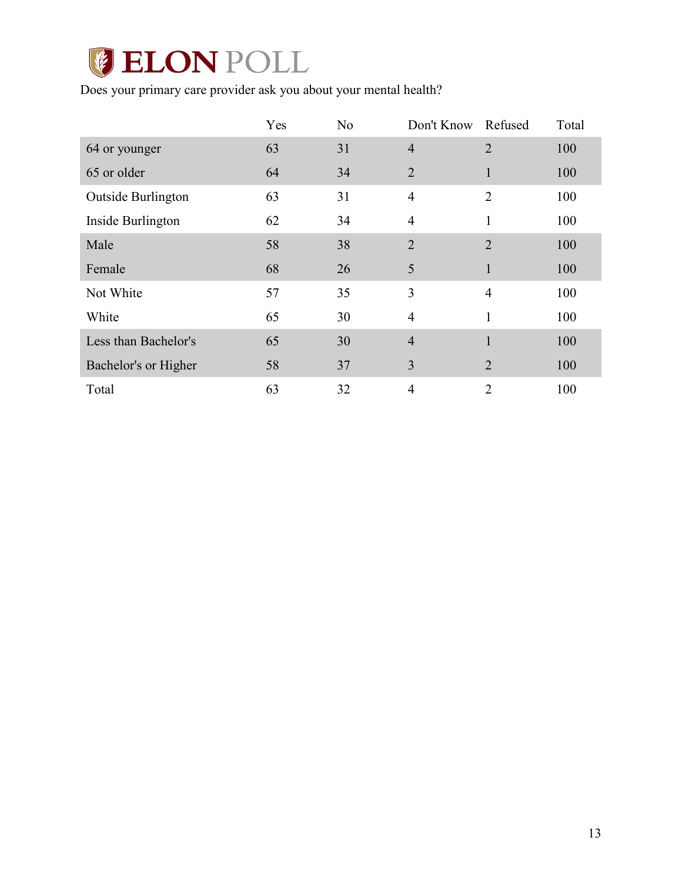# ELON POLL

Does your primary care provider ask you about your mental health?

| | Yes | No | Don't Know | Refused | Total |
|---|---|---|---|---|---|
| 64 or younger | 63 | 31 | 4 | 2 | 100 |
| 65 or older | 64 | 34 | 2 | 1 | 100 |
| Outside Burlington | 63 | 31 | 4 | 2 | 100 |
| Inside Burlington | 62 | 34 | 4 | 1 | 100 |
| Male | 58 | 38 | 2 | 2 | 100 |
| Female | 68 | 26 | 5 | 1 | 100 |
| Not White | 57 | 35 | 3 | 4 | 100 |
| White | 65 | 30 | 4 | 1 | 100 |
| Less than Bachelor's | 65 | 30 | 4 | 1 | 100 |
| Bachelor's or Higher | 58 | 37 | 3 | 2 | 100 |
| Total | 63 | 32 | 4 | 2 | 100 |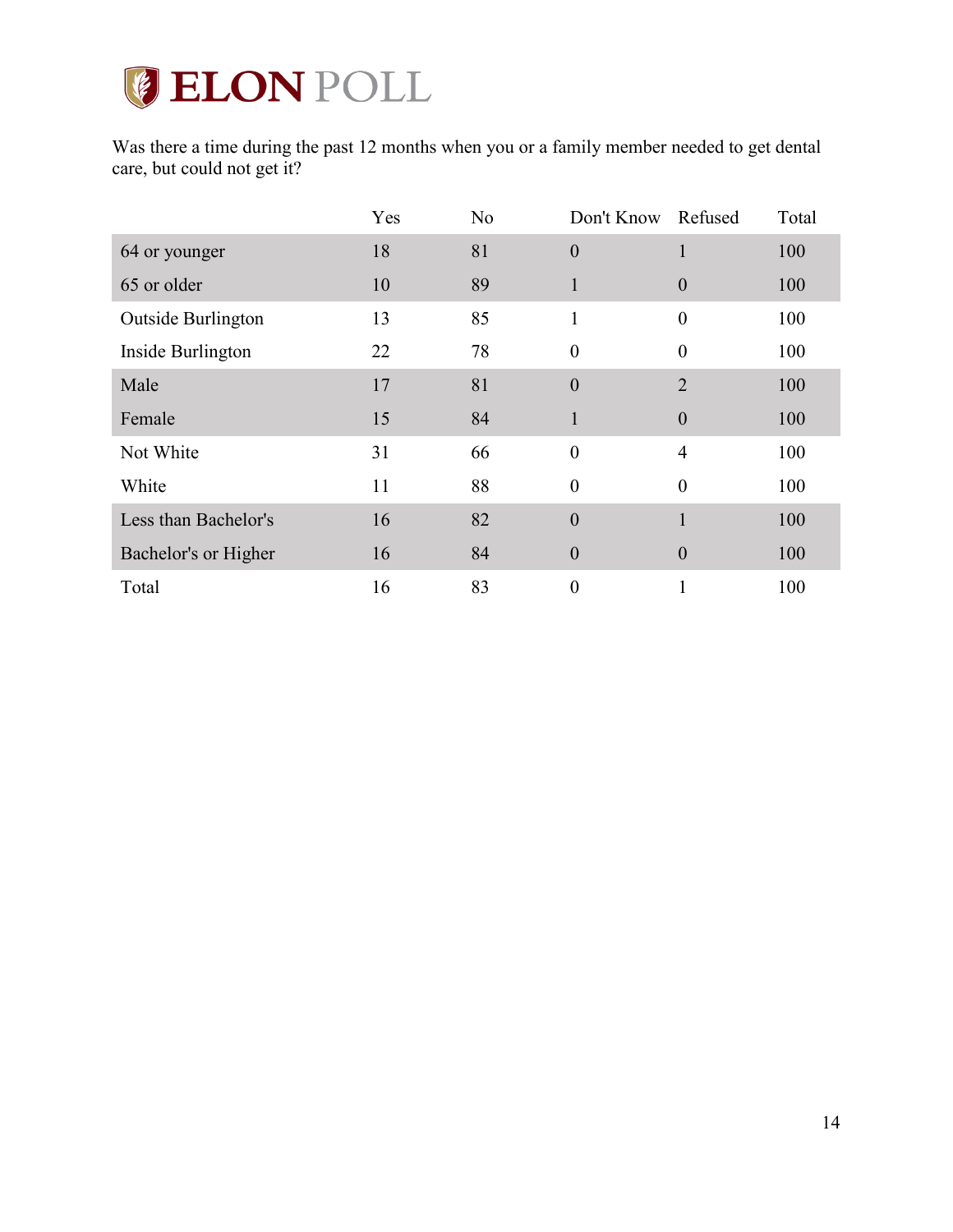# ELON POLL

Was there a time during the past 12 months when you or a family member needed to get dental care, but could not get it?

| | Yes | No | Don't Know | Refused | Total |
|---|---|---|---|---|---|
| 64 or younger | 18 | 81 | 0 | 1 | 100 |
| 65 or older | 10 | 89 | 1 | 0 | 100 |
| Outside Burlington | 13 | 85 | 1 | 0 | 100 |
| Inside Burlington | 22 | 78 | 0 | 0 | 100 |
| Male | 17 | 81 | 0 | 2 | 100 |
| Female | 15 | 84 | 1 | 0 | 100 |
| Not White | 31 | 66 | 0 | 4 | 100 |
| White | 11 | 88 | 0 | 0 | 100 |
| Less than Bachelor's | 16 | 82 | 0 | 1 | 100 |
| Bachelor's or Higher | 16 | 84 | 0 | 0 | 100 |
| Total | 16 | 83 | 0 | 1 | 100 |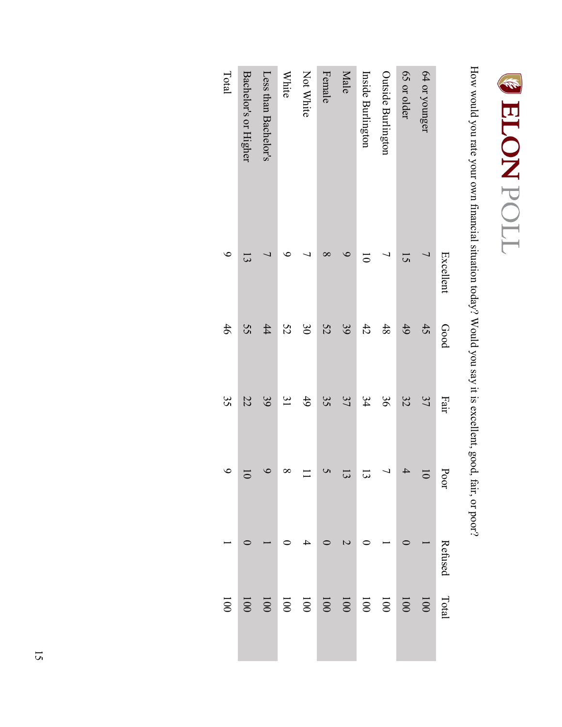# ELON POLL

How would you rate your own financial situation today? Would you say it is excellent, good, fair, or poor?

| | Excellent | Good | Fair | Poor | Refused | Total |
|---|---|---|---|---|---|---|
| 64 or younger | 7 | 45 | 37 | 10 | 1 | 100 |
| 65 or older | 15 | 49 | 32 | 4 | 0 | 100 |
| Outside Burlington | 7 | 48 | 36 | 7 | 1 | 100 |
| Inside Burlington | 10 | 42 | 34 | 13 | 0 | 100 |
| Male | 9 | 39 | 37 | 13 | 2 | 100 |
| Female | 8 | 52 | 35 | 5 | 0 | 100 |
| Not White | 7 | 30 | 49 | 11 | 4 | 100 |
| White | 9 | 52 | 31 | 8 | 0 | 100 |
| Less than Bachelor's | 7 | 44 | 39 | 9 | 1 | 100 |
| Bachelor's or Higher | 13 | 55 | 22 | 10 | 0 | 100 |
| Total | 9 | 46 | 35 | 9 | 1 | 100 |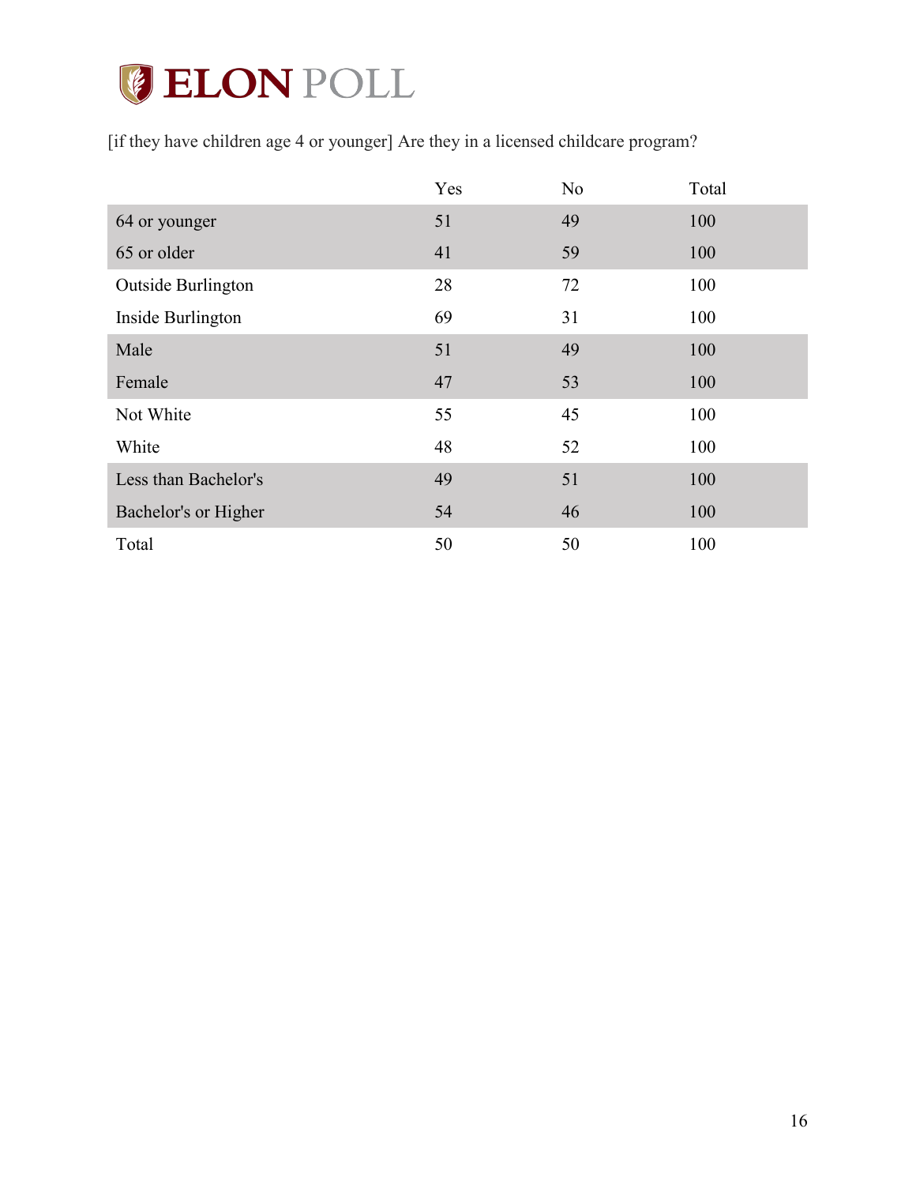# ELON POLL

[if they have children age 4 or younger] Are they in a licensed childcare program?

| | Yes | No | Total |
|---|---|---|---|
| 64 or younger | 51 | 49 | 100 |
| 65 or older | 41 | 59 | 100 |
| Outside Burlington | 28 | 72 | 100 |
| Inside Burlington | 69 | 31 | 100 |
| Male | 51 | 49 | 100 |
| Female | 47 | 53 | 100 |
| Not White | 55 | 45 | 100 |
| White | 48 | 52 | 100 |
| Less than Bachelor's | 49 | 51 | 100 |
| Bachelor's or Higher | 54 | 46 | 100 |
| Total | 50 | 50 | 100 |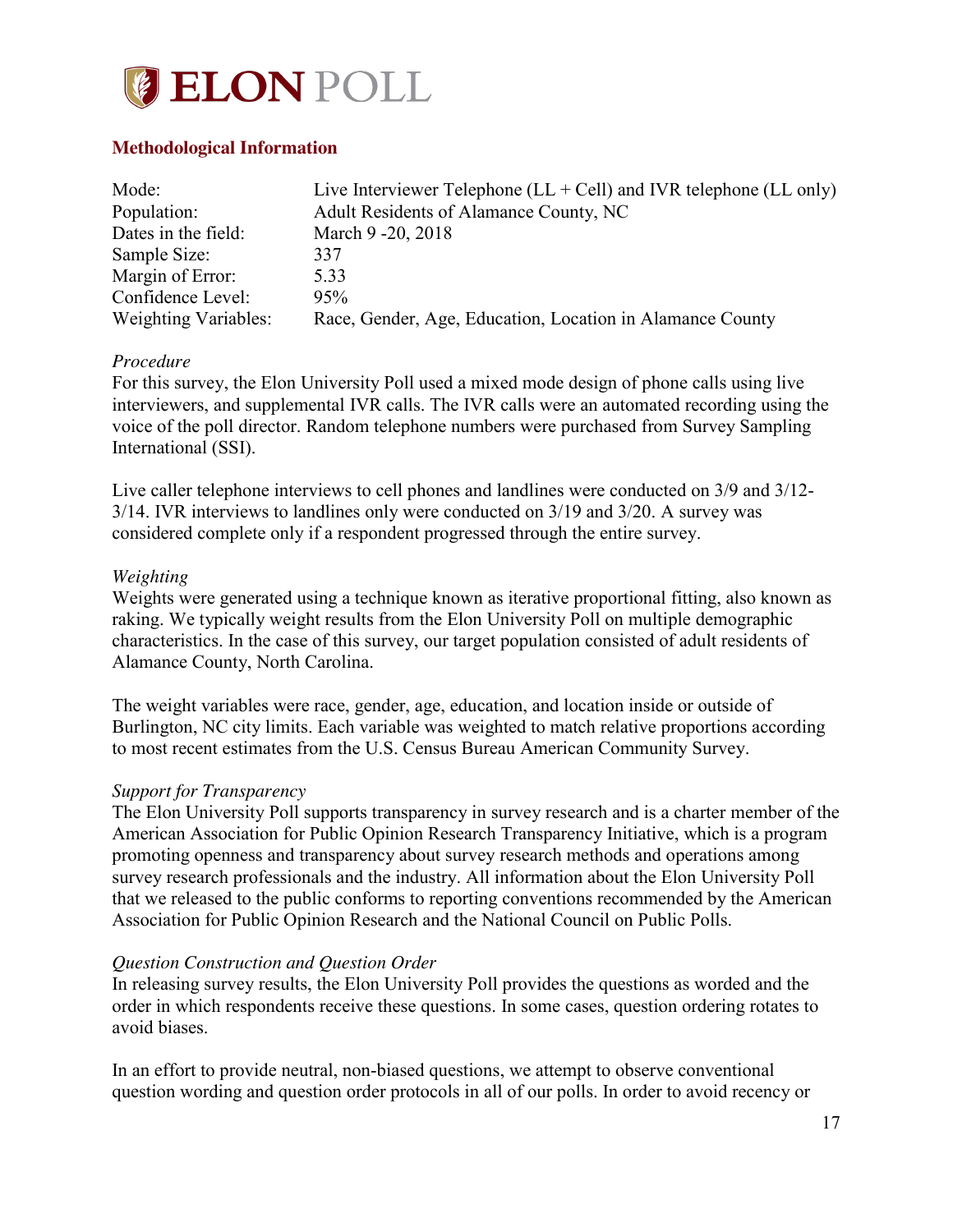# ELON POLL

## Methodological Information

| | |
|---|---|
| Mode: | Live Interviewer Telephone (LL + Cell) and IVR telephone (LL only) |
| Population: | Adult Residents of Alamance County, NC |
| Dates in the field: | March 9 -20, 2018 |
| Sample Size: | 337 |
| Margin of Error: | 5.33 |
| Confidence Level: | 95% |
| Weighting Variables: | Race, Gender, Age, Education, Location in Alamance County |

*Procedure*

For this survey, the Elon University Poll used a mixed mode design of phone calls using live interviewers, and supplemental IVR calls. The IVR calls were an automated recording using the voice of the poll director. Random telephone numbers were purchased from Survey Sampling International (SSI).

Live caller telephone interviews to cell phones and landlines were conducted on 3/9 and 3/12-3/14. IVR interviews to landlines only were conducted on 3/19 and 3/20. A survey was considered complete only if a respondent progressed through the entire survey.

*Weighting*

Weights were generated using a technique known as iterative proportional fitting, also known as raking. We typically weight results from the Elon University Poll on multiple demographic characteristics. In the case of this survey, our target population consisted of adult residents of Alamance County, North Carolina.

The weight variables were race, gender, age, education, and location inside or outside of Burlington, NC city limits. Each variable was weighted to match relative proportions according to most recent estimates from the U.S. Census Bureau American Community Survey.

*Support for Transparency*

The Elon University Poll supports transparency in survey research and is a charter member of the American Association for Public Opinion Research Transparency Initiative, which is a program promoting openness and transparency about survey research methods and operations among survey research professionals and the industry. All information about the Elon University Poll that we released to the public conforms to reporting conventions recommended by the American Association for Public Opinion Research and the National Council on Public Polls.

*Question Construction and Question Order*

In releasing survey results, the Elon University Poll provides the questions as worded and the order in which respondents receive these questions. In some cases, question ordering rotates to avoid biases.

In an effort to provide neutral, non-biased questions, we attempt to observe conventional question wording and question order protocols in all of our polls. In order to avoid recency or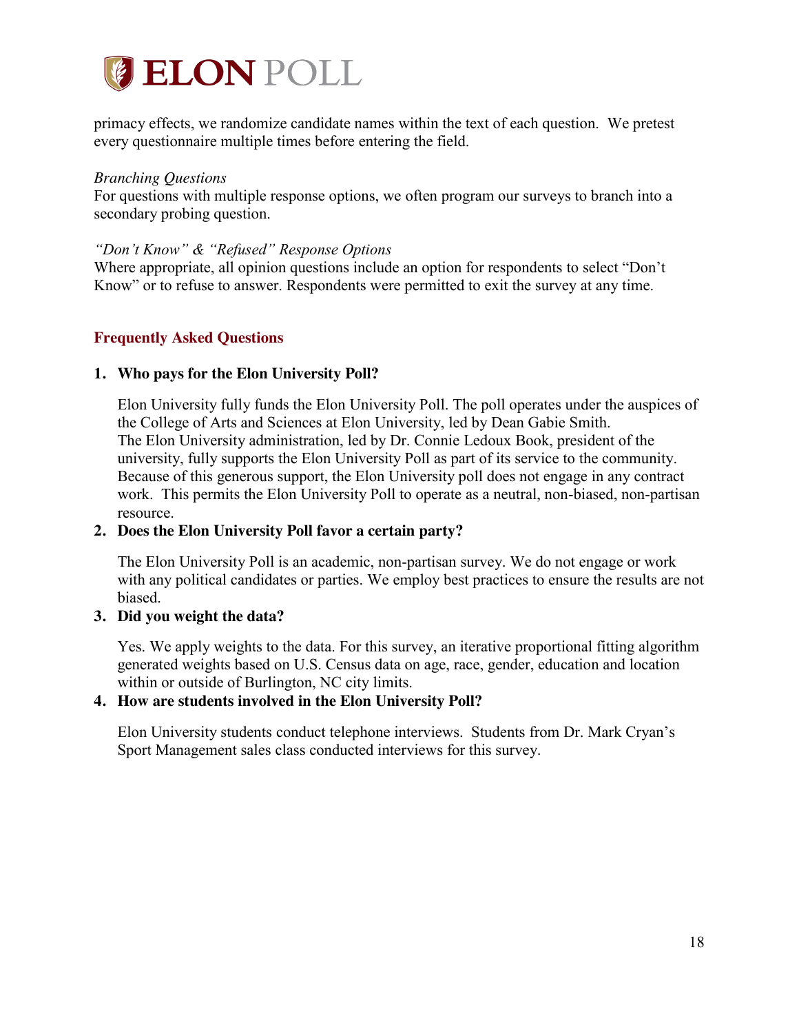primacy effects, we randomize candidate names within the text of each question. We pretest every questionnaire multiple times before entering the field.

*Branching Questions*
For questions with multiple response options, we often program our surveys to branch into a secondary probing question.

*"Don't Know" & "Refused" Response Options*
Where appropriate, all opinion questions include an option for respondents to select "Don't Know" or to refuse to answer. Respondents were permitted to exit the survey at any time.

## Frequently Asked Questions

1. **Who pays for the Elon University Poll?**

   Elon University fully funds the Elon University Poll. The poll operates under the auspices of the College of Arts and Sciences at Elon University, led by Dean Gabie Smith. The Elon University administration, led by Dr. Connie Ledoux Book, president of the university, fully supports the Elon University Poll as part of its service to the community. Because of this generous support, the Elon University poll does not engage in any contract work. This permits the Elon University Poll to operate as a neutral, non-biased, non-partisan resource.

2. **Does the Elon University Poll favor a certain party?**

   The Elon University Poll is an academic, non-partisan survey. We do not engage or work with any political candidates or parties. We employ best practices to ensure the results are not biased.

3. **Did you weight the data?**

   Yes. We apply weights to the data. For this survey, an iterative proportional fitting algorithm generated weights based on U.S. Census data on age, race, gender, education and location within or outside of Burlington, NC city limits.

4. **How are students involved in the Elon University Poll?**

   Elon University students conduct telephone interviews. Students from Dr. Mark Cryan's Sport Management sales class conducted interviews for this survey.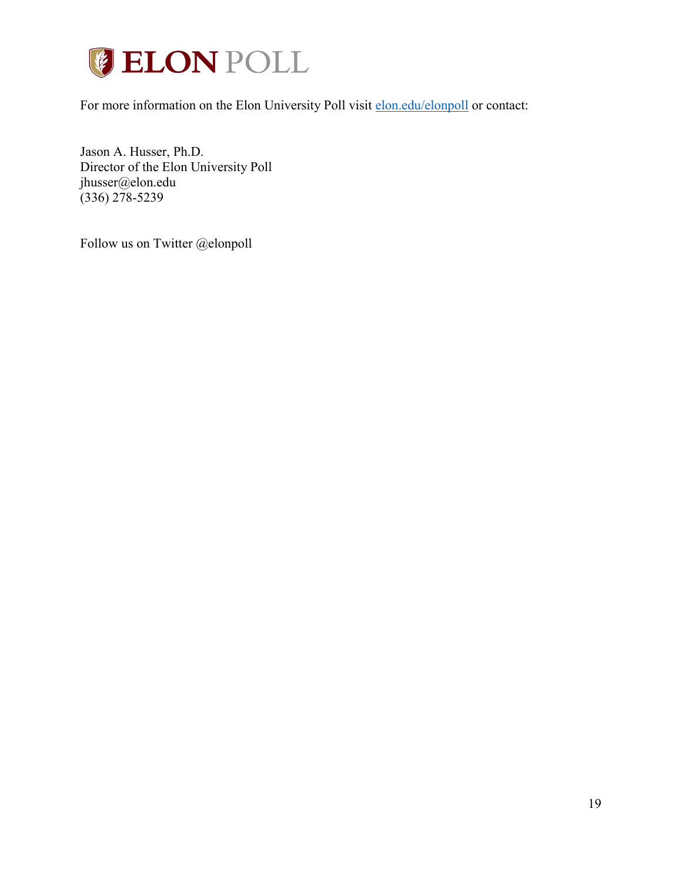# ELON POLL

For more information on the Elon University Poll visit [elon.edu/elonpoll](elon.edu/elonpoll) or contact:

Jason A. Husser, Ph.D.
Director of the Elon University Poll
jhusser@elon.edu
(336) 278-5239

Follow us on Twitter @elonpoll